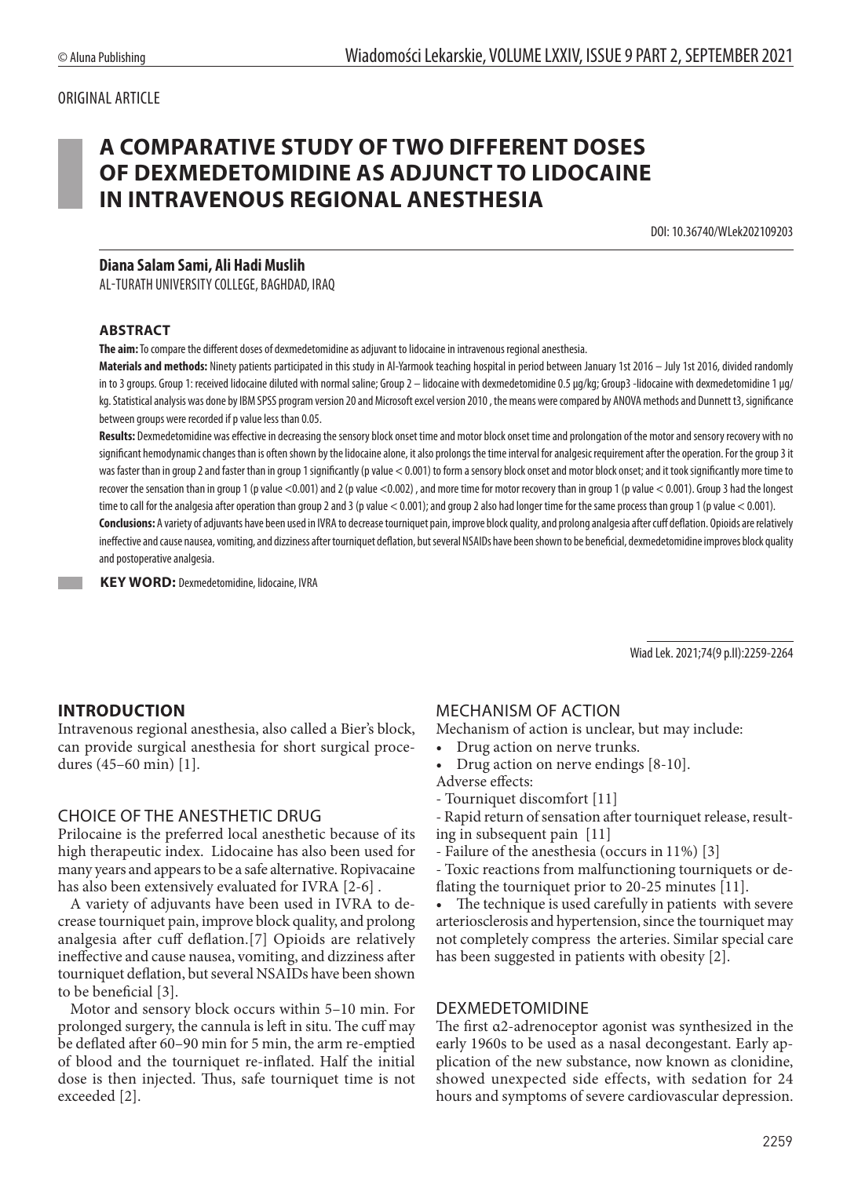ORIGINAL ARTICLE

# A COMPARATIVE STUDY OF TWO DIFFERENT DOSES OF DEXMEDETOMIDINE AS ADJUNCT TO LIDOCAINE IN INTRAVENOUS REGIONAL ANESTHESIA

DOI: 10.36740/WLek202109203

**Diana Salam Sami, Ali Hadi Muslih**

AL-TURATH UNIVERSITY COLLEGE, BAGHDAD, IRAQ

### ABSTRACT

**The aim:** To compare the different doses of dexmedetomidine as adjuvant to lidocaine in intravenous regional anesthesia.

**Materials and methods:** Ninety patients participated in this study in Al-Yarmook teaching hospital in period between January 1st 2016 – July 1st 2016, divided randomly in to 3 groups. Group 1: received lidocaine diluted with normal saline; Group 2 – lidocaine with dexmedetomidine 0.5 μg/kg; Group3 -lidocaine with dexmedetomidine 1 μg/kg. Statistical analysis was done by IBM SPSS program version 20 and Microsoft excel version 2010 , the means were compared by ANOVA methods and Dunnett t3, significance between groups were recorded if p value less than 0.05.

**Results:** Dexmedetomidine was effective in decreasing the sensory block onset time and motor block onset time and prolongation of the motor and sensory recovery with no significant hemodynamic changes than is often shown by the lidocaine alone, it also prolongs the time interval for analgesic requirement after the operation. For the group 3 it was faster than in group 2 and faster than in group 1 significantly (p value < 0.001) to form a sensory block onset and motor block onset; and it took significantly more time to recover the sensation than in group 1 (p value <0.001) and 2 (p value <0.002) , and more time for motor recovery than in group 1 (p value < 0.001). Group 3 had the longest time to call for the analgesia after operation than group 2 and 3 (p value < 0.001); and group 2 also had longer time for the same process than group 1 (p value < 0.001).

**Conclusions:** A variety of adjuvants have been used in IVRA to decrease tourniquet pain, improve block quality, and prolong analgesia after cuff deflation. Opioids are relatively ineffective and cause nausea, vomiting, and dizziness after tourniquet deflation, but several NSAIDs have been shown to be beneficial, dexmedetomidine improves block quality and postoperative analgesia.

**KEY WORD:** Dexmedetomidine, lidocaine, IVRA

Wiad Lek. 2021;74(9 p.II):2259-2264

## INTRODUCTION

Intravenous regional anesthesia, also called a Bier's block, can provide surgical anesthesia for short surgical procedures (45–60 min) [1].

## CHOICE OF THE ANESTHETIC DRUG

Prilocaine is the preferred local anesthetic because of its high therapeutic index. Lidocaine has also been used for many years and appears to be a safe alternative. Ropivacaine has also been extensively evaluated for IVRA [2-6] .

A variety of adjuvants have been used in IVRA to decrease tourniquet pain, improve block quality, and prolong analgesia after cuff deflation.[7] Opioids are relatively ineffective and cause nausea, vomiting, and dizziness after tourniquet deflation, but several NSAIDs have been shown to be beneficial [3].

Motor and sensory block occurs within 5–10 min. For prolonged surgery, the cannula is left in situ. The cuff may be deflated after 60–90 min for 5 min, the arm re-emptied of blood and the tourniquet re-inflated. Half the initial dose is then injected. Thus, safe tourniquet time is not exceeded [2].

## MECHANISM OF ACTION

Mechanism of action is unclear, but may include:

- Drug action on nerve trunks.
- Drug action on nerve endings [8-10].

Adverse effects:

- Tourniquet discomfort [11]
- Rapid return of sensation after tourniquet release, resulting in subsequent pain [11]
- Failure of the anesthesia (occurs in 11%) [3]
- Toxic reactions from malfunctioning tourniquets or deflating the tourniquet prior to 20-25 minutes [11].

- The technique is used carefully in patients with severe arteriosclerosis and hypertension, since the tourniquet may not completely compress the arteries. Similar special care has been suggested in patients with obesity [2].

## DEXMEDETOMIDINE

The first α2-adrenoceptor agonist was synthesized in the early 1960s to be used as a nasal decongestant. Early application of the new substance, now known as clonidine, showed unexpected side effects, with sedation for 24 hours and symptoms of severe cardiovascular depression.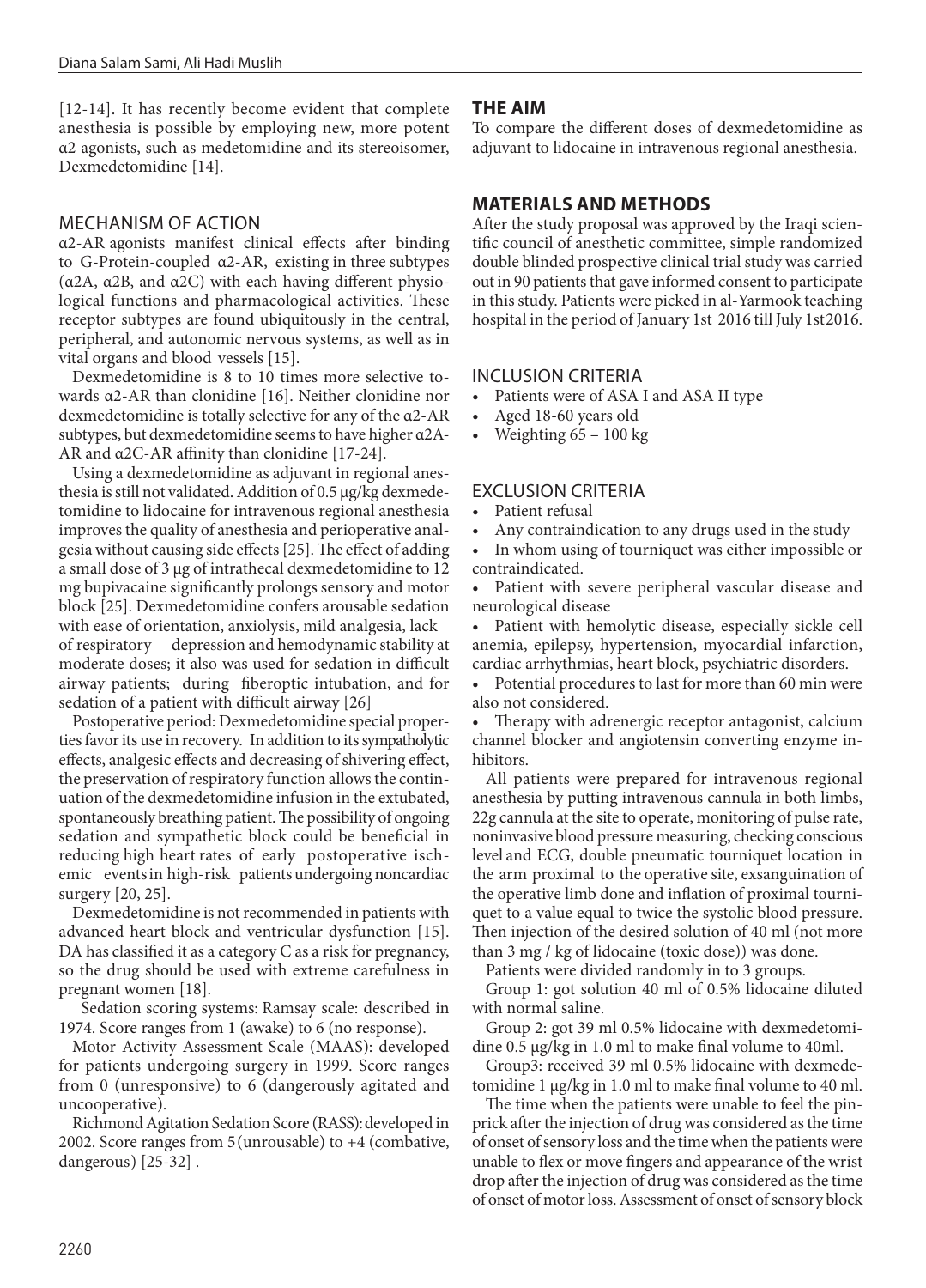[12-14]. It has recently become evident that complete anesthesia is possible by employing new, more potent α2 agonists, such as medetomidine and its stereoisomer, Dexmedetomidine [14].

## MECHANISM OF ACTION

α2-AR agonists manifest clinical effects after binding to G-Protein-coupled α2-AR, existing in three subtypes (α2A, α2B, and α2C) with each having different physiological functions and pharmacological activities. These receptor subtypes are found ubiquitously in the central, peripheral, and autonomic nervous systems, as well as in vital organs and blood vessels [15].

Dexmedetomidine is 8 to 10 times more selective towards α2-AR than clonidine [16]. Neither clonidine nor dexmedetomidine is totally selective for any of the α2-AR subtypes, but dexmedetomidine seems to have higher α2A-AR and α2C-AR affinity than clonidine [17-24].

Using a dexmedetomidine as adjuvant in regional anesthesia is still not validated. Addition of 0.5 μg/kg dexmedetomidine to lidocaine for intravenous regional anesthesia improves the quality of anesthesia and perioperative analgesia without causing side effects [25]. The effect of adding a small dose of 3 μg of intrathecal dexmedetomidine to 12 mg bupivacaine significantly prolongs sensory and motor block [25]. Dexmedetomidine confers arousable sedation with ease of orientation, anxiolysis, mild analgesia, lack of respiratory depression and hemodynamic stability at moderate doses; it also was used for sedation in difficult airway patients; during fiberoptic intubation, and for sedation of a patient with difficult airway [26]

Postoperative period: Dexmedetomidine special properties favor its use in recovery. In addition to its sympatholytic effects, analgesic effects and decreasing of shivering effect, the preservation of respiratory function allows the continuation of the dexmedetomidine infusion in the extubated, spontaneously breathing patient. The possibility of ongoing sedation and sympathetic block could be beneficial in reducing high heart rates of early postoperative ischemic events in high-risk patients undergoing noncardiac surgery [20, 25].

Dexmedetomidine is not recommended in patients with advanced heart block and ventricular dysfunction [15]. DA has classified it as a category C as a risk for pregnancy, so the drug should be used with extreme carefulness in pregnant women [18].

Sedation scoring systems: Ramsay scale: described in 1974. Score ranges from 1 (awake) to 6 (no response).

Motor Activity Assessment Scale (MAAS): developed for patients undergoing surgery in 1999. Score ranges from 0 (unresponsive) to 6 (dangerously agitated and uncooperative).

Richmond Agitation Sedation Score (RASS): developed in 2002. Score ranges from 5(unrousable) to +4 (combative, dangerous) [25-32] .

## THE AIM

To compare the different doses of dexmedetomidine as adjuvant to lidocaine in intravenous regional anesthesia.

## MATERIALS AND METHODS

After the study proposal was approved by the Iraqi scientific council of anesthetic committee, simple randomized double blinded prospective clinical trial study was carried out in 90 patients that gave informed consent to participate in this study. Patients were picked in al-Yarmook teaching hospital in the period of January 1st 2016 till July 1st 2016.

## INCLUSION CRITERIA

- Patients were of ASA I and ASA II type
- Aged 18-60 years old
- Weighting 65 – 100 kg

## EXCLUSION CRITERIA

- Patient refusal
- Any contraindication to any drugs used in the study
- In whom using of tourniquet was either impossible or contraindicated.
- Patient with severe peripheral vascular disease and neurological disease
- Patient with hemolytic disease, especially sickle cell anemia, epilepsy, hypertension, myocardial infarction, cardiac arrhythmias, heart block, psychiatric disorders.
- Potential procedures to last for more than 60 min were also not considered.
- Therapy with adrenergic receptor antagonist, calcium channel blocker and angiotensin converting enzyme inhibitors.

All patients were prepared for intravenous regional anesthesia by putting intravenous cannula in both limbs, 22g cannula at the site to operate, monitoring of pulse rate, noninvasive blood pressure measuring, checking conscious level and ECG, double pneumatic tourniquet location in the arm proximal to the operative site, exsanguination of the operative limb done and inflation of proximal tourniquet to a value equal to twice the systolic blood pressure. Then injection of the desired solution of 40 ml (not more than 3 mg / kg of lidocaine (toxic dose)) was done.

Patients were divided randomly in to 3 groups.

Group 1: got solution 40 ml of 0.5% lidocaine diluted with normal saline.

Group 2: got 39 ml 0.5% lidocaine with dexmedetomidine 0.5 μg/kg in 1.0 ml to make final volume to 40ml.

Group3: received 39 ml 0.5% lidocaine with dexmedetomidine 1 μg/kg in 1.0 ml to make final volume to 40 ml.

The time when the patients were unable to feel the pinprick after the injection of drug was considered as the time of onset of sensory loss and the time when the patients were unable to flex or move fingers and appearance of the wrist drop after the injection of drug was considered as the time of onset of motor loss. Assessment of onset of sensory block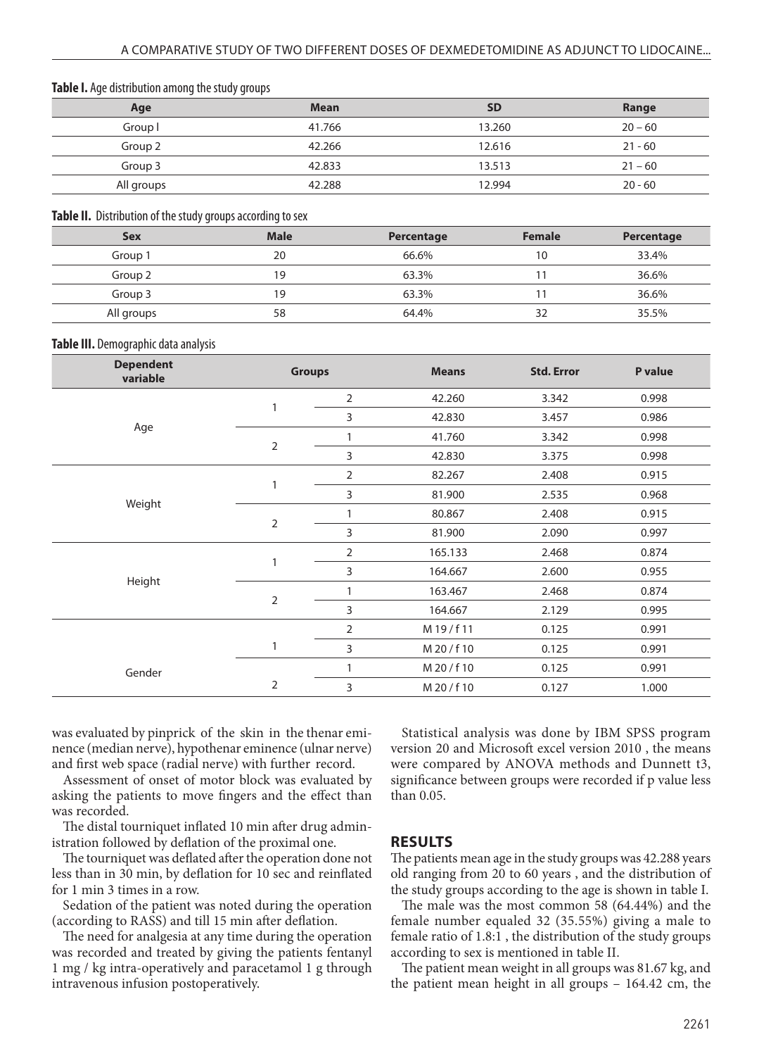**Table I.** Age distribution among the study groups

| Age | Mean | SD | Range |
|---|---|---|---|
| Group I | 41.766 | 13.260 | 20 – 60 |
| Group 2 | 42.266 | 12.616 | 21 - 60 |
| Group 3 | 42.833 | 13.513 | 21 – 60 |
| All groups | 42.288 | 12.994 | 20 - 60 |

**Table II.** Distribution of the study groups according to sex

| Sex | Male | Percentage | Female | Percentage |
|---|---|---|---|---|
| Group 1 | 20 | 66.6% | 10 | 33.4% |
| Group 2 | 19 | 63.3% | 11 | 36.6% |
| Group 3 | 19 | 63.3% | 11 | 36.6% |
| All groups | 58 | 64.4% | 32 | 35.5% |

**Table III.** Demographic data analysis

| Dependent variable | Groups | | Means | Std. Error | P value |
|---|---|---|---|---|---|
| Age | 1 | 2 | 42.260 | 3.342 | 0.998 |
| | | 3 | 42.830 | 3.457 | 0.986 |
| | 2 | 1 | 41.760 | 3.342 | 0.998 |
| | | 3 | 42.830 | 3.375 | 0.998 |
| Weight | 1 | 2 | 82.267 | 2.408 | 0.915 |
| | | 3 | 81.900 | 2.535 | 0.968 |
| | 2 | 1 | 80.867 | 2.408 | 0.915 |
| | | 3 | 81.900 | 2.090 | 0.997 |
| Height | 1 | 2 | 165.133 | 2.468 | 0.874 |
| | | 3 | 164.667 | 2.600 | 0.955 |
| | 2 | 1 | 163.467 | 2.468 | 0.874 |
| | | 3 | 164.667 | 2.129 | 0.995 |
| Gender | 1 | 2 | M 19 / f 11 | 0.125 | 0.991 |
| | | 3 | M 20 / f 10 | 0.125 | 0.991 |
| | 2 | 1 | M 20 / f 10 | 0.125 | 0.991 |
| | | 3 | M 20 / f 10 | 0.127 | 1.000 |

was evaluated by pinprick of the skin in the thenar eminence (median nerve), hypothenar eminence (ulnar nerve) and first web space (radial nerve) with further record.

Assessment of onset of motor block was evaluated by asking the patients to move fingers and the effect than was recorded.

The distal tourniquet inflated 10 min after drug administration followed by deflation of the proximal one.

The tourniquet was deflated after the operation done not less than in 30 min, by deflation for 10 sec and reinflated for 1 min 3 times in a row.

Sedation of the patient was noted during the operation (according to RASS) and till 15 min after deflation.

The need for analgesia at any time during the operation was recorded and treated by giving the patients fentanyl 1 mg / kg intra-operatively and paracetamol 1 g through intravenous infusion postoperatively.

Statistical analysis was done by IBM SPSS program version 20 and Microsoft excel version 2010 , the means were compared by ANOVA methods and Dunnett t3, significance between groups were recorded if p value less than 0.05.

## RESULTS

The patients mean age in the study groups was 42.288 years old ranging from 20 to 60 years , and the distribution of the study groups according to the age is shown in table I.

The male was the most common 58 (64.44%) and the female number equaled 32 (35.55%) giving a male to female ratio of 1.8:1 , the distribution of the study groups according to sex is mentioned in table II.

The patient mean weight in all groups was 81.67 kg, and the patient mean height in all groups – 164.42 cm, the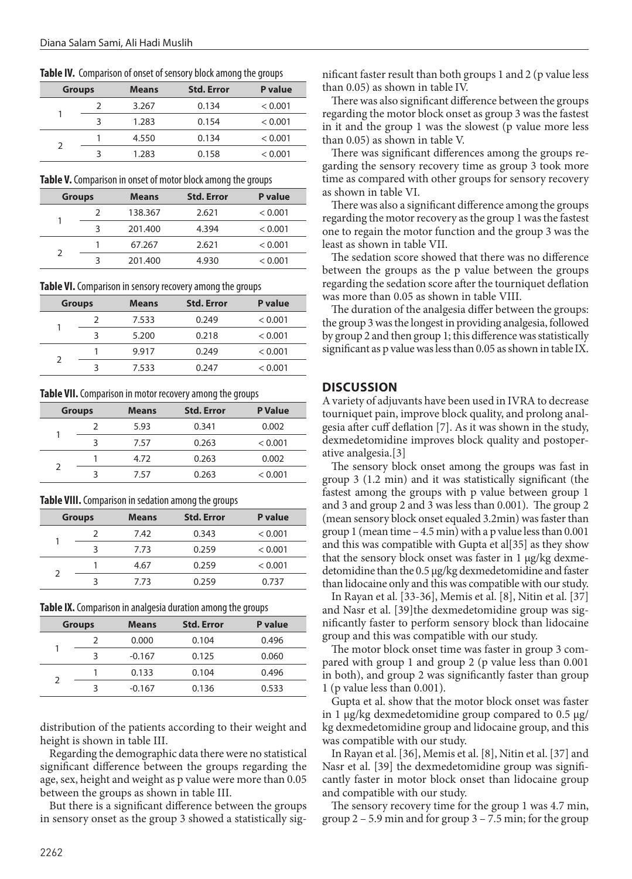**Table IV.** Comparison of onset of sensory block among the groups

| Groups | | Means | Std. Error | P value |
|---|---|---|---|---|
| 1 | 2 | 3.267 | 0.134 | < 0.001 |
| | 3 | 1.283 | 0.154 | < 0.001 |
| 2 | 1 | 4.550 | 0.134 | < 0.001 |
| | 3 | 1.283 | 0.158 | < 0.001 |

**Table V.** Comparison in onset of motor block among the groups

| Groups | | Means | Std. Error | P value |
|---|---|---|---|---|
| 1 | 2 | 138.367 | 2.621 | < 0.001 |
| | 3 | 201.400 | 4.394 | < 0.001 |
| 2 | 1 | 67.267 | 2.621 | < 0.001 |
| | 3 | 201.400 | 4.930 | < 0.001 |

**Table VI.** Comparison in sensory recovery among the groups

| Groups | | Means | Std. Error | P value |
|---|---|---|---|---|
| 1 | 2 | 7.533 | 0.249 | < 0.001 |
| | 3 | 5.200 | 0.218 | < 0.001 |
| 2 | 1 | 9.917 | 0.249 | < 0.001 |
| | 3 | 7.533 | 0.247 | < 0.001 |

**Table VII.** Comparison in motor recovery among the groups

| Groups | | Means | Std. Error | P Value |
|---|---|---|---|---|
| 1 | 2 | 5.93 | 0.341 | 0.002 |
| | 3 | 7.57 | 0.263 | < 0.001 |
| 2 | 1 | 4.72 | 0.263 | 0.002 |
| | 3 | 7.57 | 0.263 | < 0.001 |

**Table VIII.** Comparison in sedation among the groups

| Groups | | Means | Std. Error | P value |
|---|---|---|---|---|
| 1 | 2 | 7.42 | 0.343 | < 0.001 |
| | 3 | 7.73 | 0.259 | < 0.001 |
| 2 | 1 | 4.67 | 0.259 | < 0.001 |
| | 3 | 7.73 | 0.259 | 0.737 |

**Table IX.** Comparison in analgesia duration among the groups

| Groups | | Means | Std. Error | P value |
|---|---|---|---|---|
| 1 | 2 | 0.000 | 0.104 | 0.496 |
| | 3 | -0.167 | 0.125 | 0.060 |
| 2 | 1 | 0.133 | 0.104 | 0.496 |
| | 3 | -0.167 | 0.136 | 0.533 |

distribution of the patients according to their weight and height is shown in table III.

Regarding the demographic data there were no statistical significant difference between the groups regarding the age, sex, height and weight as p value were more than 0.05 between the groups as shown in table III.

But there is a significant difference between the groups in sensory onset as the group 3 showed a statistically significant faster result than both groups 1 and 2 (p value less than 0.05) as shown in table IV.

There was also significant difference between the groups regarding the motor block onset as group 3 was the fastest in it and the group 1 was the slowest (p value more less than 0.05) as shown in table V.

There was significant differences among the groups regarding the sensory recovery time as group 3 took more time as compared with other groups for sensory recovery as shown in table VI.

There was also a significant difference among the groups regarding the motor recovery as the group 1 was the fastest one to regain the motor function and the group 3 was the least as shown in table VII.

The sedation score showed that there was no difference between the groups as the p value between the groups regarding the sedation score after the tourniquet deflation was more than 0.05 as shown in table VIII.

The duration of the analgesia differ between the groups: the group 3 was the longest in providing analgesia, followed by group 2 and then group 1; this difference was statistically significant as p value was less than 0.05 as shown in table IX.

## DISCUSSION

A variety of adjuvants have been used in IVRA to decrease tourniquet pain, improve block quality, and prolong analgesia after cuff deflation [7]. As it was shown in the study, dexmedetomidine improves block quality and postoperative analgesia.[3]

The sensory block onset among the groups was fast in group 3 (1.2 min) and it was statistically significant (the fastest among the groups with p value between group 1 and 3 and group 2 and 3 was less than 0.001). The group 2 (mean sensory block onset equaled 3.2min) was faster than group 1 (mean time – 4.5 min) with a p value less than 0.001 and this was compatible with Gupta et al[35] as they show that the sensory block onset was faster in 1 μg/kg dexmedetomidine than the 0.5 μg/kg dexmedetomidine and faster than lidocaine only and this was compatible with our study.

In Rayan et al. [33-36], Memis et al. [8], Nitin et al. [37] and Nasr et al. [39]the dexmedetomidine group was significantly faster to perform sensory block than lidocaine group and this was compatible with our study.

The motor block onset time was faster in group 3 compared with group 1 and group 2 (p value less than 0.001 in both), and group 2 was significantly faster than group 1 (p value less than 0.001).

Gupta et al. show that the motor block onset was faster in 1 μg/kg dexmedetomidine group compared to 0.5 μg/kg dexmedetomidine group and lidocaine group, and this was compatible with our study.

In Rayan et al. [36], Memis et al. [8], Nitin et al. [37] and Nasr et al. [39] the dexmedetomidine group was significantly faster in motor block onset than lidocaine group and compatible with our study.

The sensory recovery time for the group 1 was 4.7 min, group 2 – 5.9 min and for group 3 – 7.5 min; for the group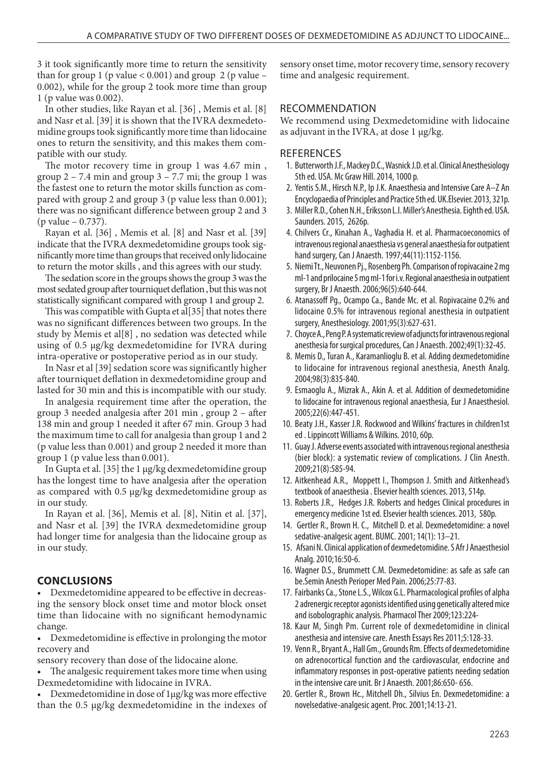3 it took significantly more time to return the sensitivity than for group 1 (p value < 0.001) and group 2 (p value – 0.002), while for the group 2 took more time than group 1 (p value was 0.002).

In other studies, like Rayan et al. [36] , Memis et al. [8] and Nasr et al. [39] it is shown that the IVRA dexmedetomidine groups took significantly more time than lidocaine ones to return the sensitivity, and this makes them compatible with our study.

The motor recovery time in group 1 was 4.67 min , group 2 – 7.4 min and group 3 – 7.7 mi; the group 1 was the fastest one to return the motor skills function as compared with group 2 and group 3 (p value less than 0.001); there was no significant difference between group 2 and 3 (p value – 0.737).

Rayan et al. [36] , Memis et al. [8] and Nasr et al. [39] indicate that the IVRA dexmedetomidine groups took significantly more time than groups that received only lidocaine to return the motor skills , and this agrees with our study.

The sedation score in the groups shows the group 3 was the most sedated group after tourniquet deflation , but this was not statistically significant compared with group 1 and group 2.

This was compatible with Gupta et al[35] that notes there was no significant differences between two groups. In the study by Memis et al[8] , no sedation was detected while using of 0.5 μg/kg dexmedetomidine for IVRA during intra-operative or postoperative period as in our study.

In Nasr et al [39] sedation score was significantly higher after tourniquet deflation in dexmedetomidine group and lasted for 30 min and this is incompatible with our study.

In analgesia requirement time after the operation, the group 3 needed analgesia after 201 min , group 2 – after 138 min and group 1 needed it after 67 min. Group 3 had the maximum time to call for analgesia than group 1 and 2 (p value less than 0.001) and group 2 needed it more than group 1 (p value less than 0.001).

In Gupta et al. [35] the 1 μg/kg dexmedetomidine group has the longest time to have analgesia after the operation as compared with 0.5 μg/kg dexmedetomidine group as in our study.

In Rayan et al. [36], Memis et al. [8], Nitin et al. [37], and Nasr et al. [39] the IVRA dexmedetomidine group had longer time for analgesia than the lidocaine group as in our study.

## CONCLUSIONS

- Dexmedetomidine appeared to be effective in decreasing the sensory block onset time and motor block onset time than lidocaine with no significant hemodynamic change.
- Dexmedetomidine is effective in prolonging the motor recovery and

sensory recovery than dose of the lidocaine alone.

- The analgesic requirement takes more time when using Dexmedetomidine with lidocaine in IVRA.
- Dexmedetomidine in dose of 1μg/kg was more effective than the 0.5 μg/kg dexmedetomidine in the indexes of sensory onset time, motor recovery time, sensory recovery time and analgesic requirement.

## RECOMMENDATION

We recommend using Dexmedetomidine with lidocaine as adjuvant in the IVRA, at dose 1 μg/kg.

## REFERENCES

1. Butterworth J.F., Mackey D.C., Wasnick J.D. et al. Clinical Anesthesiology 5th ed. USA. Mc Graw Hill. 2014, 1000 p.
2. Yentis S.M., Hirsch N.P., Ip J.K. Anaesthesia and Intensive Care A–Z An Encyclopaedia of Principles and Practice 5th ed. UK.Elsevier. 2013, 321p.
3. Miller R.D., Cohen N.H., Eriksson L.I. Miller's Anesthesia. Eighth ed. USA. Saunders. 2015, 2626p.
4. Chilvers Cr., Kinahan A., Vaghadia H. et al. Pharmacoeconomics of intravenous regional anaesthesia vs general anaesthesia for outpatient hand surgery, Can J Anaesth. 1997;44(11):1152-1156.
5. Niemi Tt., Neuvonen Pj., Rosenberg Ph. Comparison of ropivacaine 2 mg ml-1 and prilocaine 5 mg ml-1 for i.v. Regional anaesthesia in outpatient surgery, Br J Anaesth. 2006;96(5):640-644.
6. Atanassoff Pg., Ocampo Ca., Bande Mc. et al. Ropivacaine 0.2% and lidocaine 0.5% for intravenous regional anesthesia in outpatient surgery, Anesthesiology. 2001;95(3):627-631.
7. Choyce A., Peng P. A systematic review of adjuncts for intravenous regional anesthesia for surgical procedures, Can J Anaesth. 2002;49(1):32-45.
8. Memis D., Turan A., Karamanlioglu B. et al. Adding dexmedetomidine to lidocaine for intravenous regional anesthesia, Anesth Analg. 2004;98(3):835-840.
9. Esmaoglu A., Mizrak A., Akin A. et al. Addition of dexmedetomidine to lidocaine for intravenous regional anaesthesia, Eur J Anaesthesiol. 2005;22(6):447-451.
10. Beaty J.H., Kasser J.R. Rockwood and Wilkins' fractures in children1st ed . Lippincott Williams & Wilkins. 2010, 60p.
11. Guay J. Adverse events associated with intravenous regional anesthesia (bier block): a systematic review of complications. J Clin Anesth. 2009;21(8):585-94.
12. Aitkenhead A.R., Moppett I., Thompson J. Smith and Aitkenhead's textbook of anaesthesia . Elsevier health sciences. 2013, 514p.
13. Roberts J.R., Hedges J.R. Roberts and hedges Clinical procedures in emergency medicine 1st ed. Elsevier health sciences. 2013, 580p.
14. Gertler R., Brown H. C., Mitchell D. et al. Dexmedetomidine: a novel sedative-analgesic agent. BUMC. 2001; 14(1): 13–21.
15. Afsani N. Clinical application of dexmedetomidine. S Afr J Anaesthesiol Analg. 2010;16:50-6.
16. Wagner D.S., Brummett C.M. Dexmedetomidine: as safe as safe can be.Semin Anesth Perioper Med Pain. 2006;25:77-83.
17. Fairbanks Ca., Stone L.S., Wilcox G.L. Pharmacological profiles of alpha 2 adrenergic receptor agonists identified using genetically altered mice and isobolographic analysis. Pharmacol Ther 2009;123:224-
18. Kaur M, Singh Pm. Current role of dexmedetomidine in clinical anesthesia and intensive care. Anesth Essays Res 2011;5:128-33.
19. Venn R., Bryant A., Hall Gm., Grounds Rm. Effects of dexmedetomidine on adrenocortical function and the cardiovascular, endocrine and inflammatory responses in post-operative patients needing sedation in the intensive care unit. Br J Anaesth. 2001;86:650- 656.
20. Gertler R., Brown Hc., Mitchell Dh., Silvius En. Dexmedetomidine: a novelsedative-analgesic agent. Proc. 2001;14:13-21.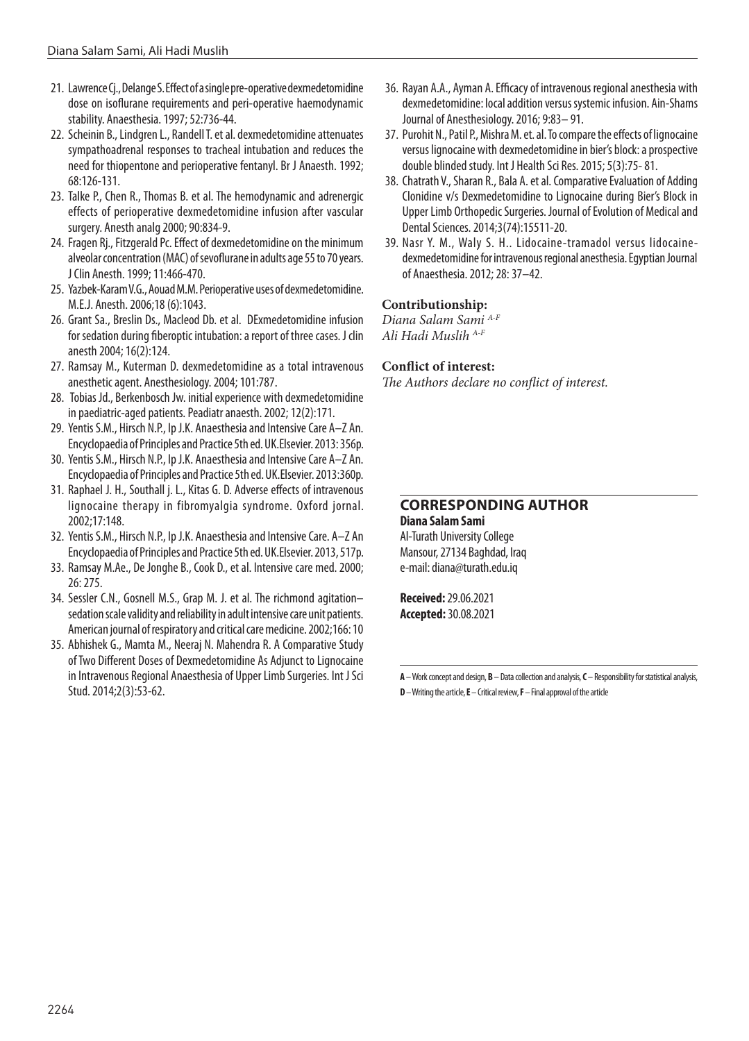21. Lawrence Cj., Delange S. Effect of a single pre-operative dexmedetomidine dose on isoflurane requirements and peri-operative haemodynamic stability. Anaesthesia. 1997; 52:736-44.
22. Scheinin B., Lindgren L., Randell T. et al. dexmedetomidine attenuates sympathoadrenal responses to tracheal intubation and reduces the need for thiopentone and perioperative fentanyl. Br J Anaesth. 1992; 68:126-131.
23. Talke P., Chen R., Thomas B. et al. The hemodynamic and adrenergic effects of perioperative dexmedetomidine infusion after vascular surgery. Anesth analg 2000; 90:834-9.
24. Fragen Rj., Fitzgerald Pc. Effect of dexmedetomidine on the minimum alveolar concentration (MAC) of sevoflurane in adults age 55 to 70 years. J Clin Anesth. 1999; 11:466-470.
25. Yazbek-Karam V.G., Aouad M.M. Perioperative uses of dexmedetomidine. M.E.J. Anesth. 2006;18 (6):1043.
26. Grant Sa., Breslin Ds., Macleod Db. et al. DExmedetomidine infusion for sedation during fiberoptic intubation: a report of three cases. J clin anesth 2004; 16(2):124.
27. Ramsay M., Kuterman D. dexmedetomidine as a total intravenous anesthetic agent. Anesthesiology. 2004; 101:787.
28. Tobias Jd., Berkenbosch Jw. initial experience with dexmedetomidine in paediatric-aged patients. Peadiatr anaesth. 2002; 12(2):171.
29. Yentis S.M., Hirsch N.P., Ip J.K. Anaesthesia and Intensive Care A–Z An. Encyclopaedia of Principles and Practice 5th ed. UK.Elsevier. 2013: 356p.
30. Yentis S.M., Hirsch N.P., Ip J.K. Anaesthesia and Intensive Care A–Z An. Encyclopaedia of Principles and Practice 5th ed. UK.Elsevier. 2013:360p.
31. Raphael J. H., Southall j. L., Kitas G. D. Adverse effects of intravenous lignocaine therapy in fibromyalgia syndrome. Oxford jornal. 2002;17:148.
32. Yentis S.M., Hirsch N.P., Ip J.K. Anaesthesia and Intensive Care. A–Z An Encyclopaedia of Principles and Practice 5th ed. UK.Elsevier. 2013, 517p.
33. Ramsay M.Ae., De Jonghe B., Cook D., et al. Intensive care med. 2000; 26: 275.
34. Sessler C.N., Gosnell M.S., Grap M. J. et al. The richmond agitation–sedation scale validity and reliability in adult intensive care unit patients. American journal of respiratory and critical care medicine. 2002;166: 10
35. Abhishek G., Mamta M., Neeraj N. Mahendra R. A Comparative Study of Two Different Doses of Dexmedetomidine As Adjunct to Lignocaine in Intravenous Regional Anaesthesia of Upper Limb Surgeries. Int J Sci Stud. 2014;2(3):53-62.
36. Rayan A.A., Ayman A. Efficacy of intravenous regional anesthesia with dexmedetomidine: local addition versus systemic infusion. Ain-Shams Journal of Anesthesiology. 2016; 9:83– 91.
37. Purohit N., Patil P., Mishra M. et. al. To compare the effects of lignocaine versus lignocaine with dexmedetomidine in bier's block: a prospective double blinded study. Int J Health Sci Res. 2015; 5(3):75- 81.
38. Chatrath V., Sharan R., Bala A. et al. Comparative Evaluation of Adding Clonidine v/s Dexmedetomidine to Lignocaine during Bier's Block in Upper Limb Orthopedic Surgeries. Journal of Evolution of Medical and Dental Sciences. 2014;3(74):15511-20.
39. Nasr Y. M., Waly S. H.. Lidocaine-tramadol versus lidocaine-dexmedetomidine for intravenous regional anesthesia. Egyptian Journal of Anaesthesia. 2012; 28: 37–42.

**Contributionship:**

*Diana Salam Sami* [A-F]
*Ali Hadi Muslih* [A-F]

**Conflict of interest:**

*The Authors declare no conflict of interest.*

## CORRESPONDING AUTHOR

**Diana Salam Sami**
Al-Turath University College
Mansour, 27134 Baghdad, Iraq
e-mail: diana@turath.edu.iq

**Received:** 29.06.2021
**Accepted:** 30.08.2021

**A** – Work concept and design, **B** – Data collection and analysis, **C** – Responsibility for statistical analysis, **D** – Writing the article, **E** – Critical review, **F** – Final approval of the article